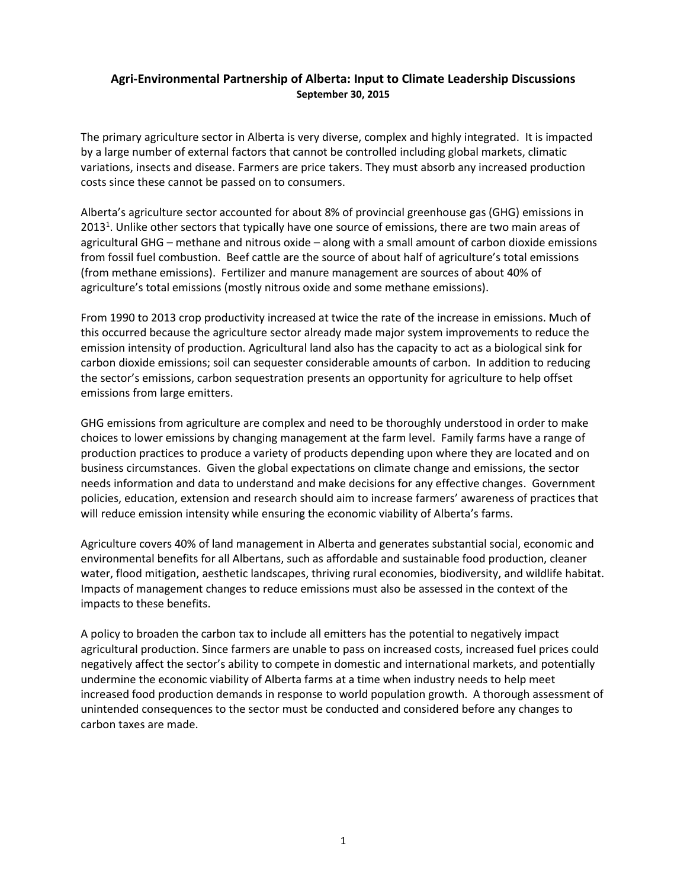## Agri-Environmental Partnership of Alberta: Input to Climate Leadership Discussions

**September 30, 2015**

The primary agriculture sector in Alberta is very diverse, complex and highly integrated. It is impacted by a large number of external factors that cannot be controlled including global markets, climatic variations, insects and disease. Farmers are price takers. They must absorb any increased production costs since these cannot be passed on to consumers.

Alberta's agriculture sector accounted for about 8% of provincial greenhouse gas (GHG) emissions in 2013[1]. Unlike other sectors that typically have one source of emissions, there are two main areas of agricultural GHG – methane and nitrous oxide – along with a small amount of carbon dioxide emissions from fossil fuel combustion. Beef cattle are the source of about half of agriculture's total emissions (from methane emissions). Fertilizer and manure management are sources of about 40% of agriculture's total emissions (mostly nitrous oxide and some methane emissions).

From 1990 to 2013 crop productivity increased at twice the rate of the increase in emissions. Much of this occurred because the agriculture sector already made major system improvements to reduce the emission intensity of production. Agricultural land also has the capacity to act as a biological sink for carbon dioxide emissions; soil can sequester considerable amounts of carbon. In addition to reducing the sector's emissions, carbon sequestration presents an opportunity for agriculture to help offset emissions from large emitters.

GHG emissions from agriculture are complex and need to be thoroughly understood in order to make choices to lower emissions by changing management at the farm level. Family farms have a range of production practices to produce a variety of products depending upon where they are located and on business circumstances. Given the global expectations on climate change and emissions, the sector needs information and data to understand and make decisions for any effective changes. Government policies, education, extension and research should aim to increase farmers' awareness of practices that will reduce emission intensity while ensuring the economic viability of Alberta's farms.

Agriculture covers 40% of land management in Alberta and generates substantial social, economic and environmental benefits for all Albertans, such as affordable and sustainable food production, cleaner water, flood mitigation, aesthetic landscapes, thriving rural economies, biodiversity, and wildlife habitat. Impacts of management changes to reduce emissions must also be assessed in the context of the impacts to these benefits.

A policy to broaden the carbon tax to include all emitters has the potential to negatively impact agricultural production. Since farmers are unable to pass on increased costs, increased fuel prices could negatively affect the sector's ability to compete in domestic and international markets, and potentially undermine the economic viability of Alberta farms at a time when industry needs to help meet increased food production demands in response to world population growth. A thorough assessment of unintended consequences to the sector must be conducted and considered before any changes to carbon taxes are made.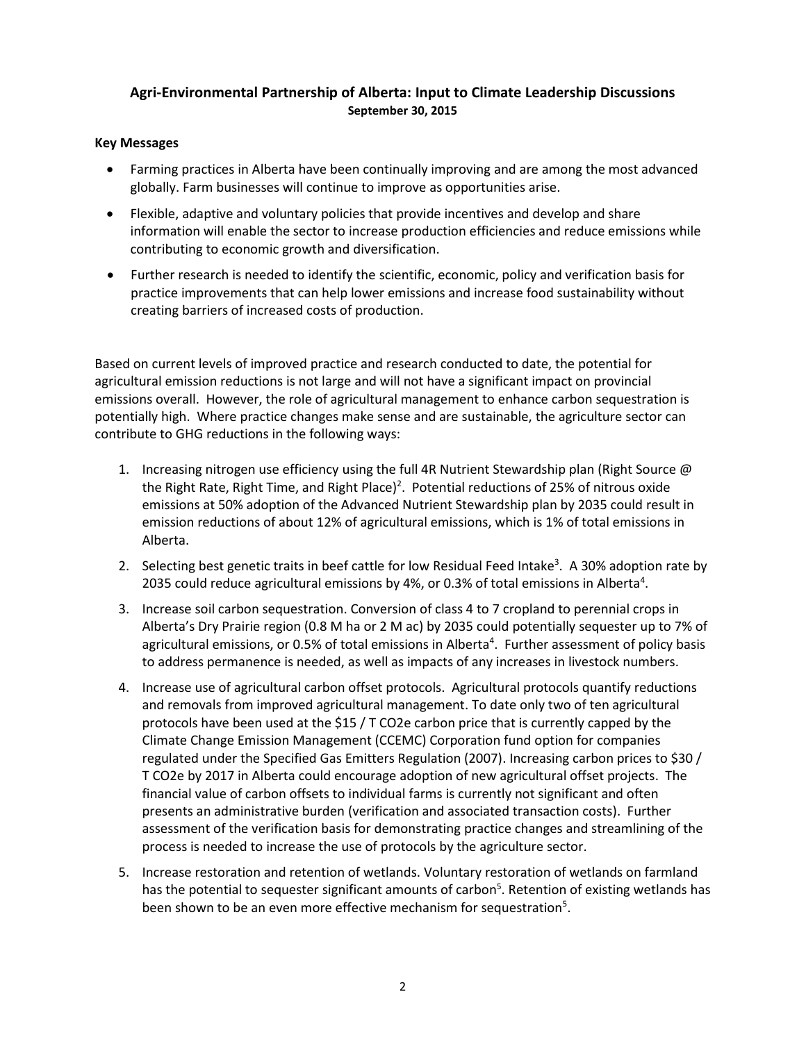## Agri-Environmental Partnership of Alberta: Input to Climate Leadership Discussions

**September 30, 2015**

**Key Messages**

- Farming practices in Alberta have been continually improving and are among the most advanced globally. Farm businesses will continue to improve as opportunities arise.
- Flexible, adaptive and voluntary policies that provide incentives and develop and share information will enable the sector to increase production efficiencies and reduce emissions while contributing to economic growth and diversification.
- Further research is needed to identify the scientific, economic, policy and verification basis for practice improvements that can help lower emissions and increase food sustainability without creating barriers of increased costs of production.

Based on current levels of improved practice and research conducted to date, the potential for agricultural emission reductions is not large and will not have a significant impact on provincial emissions overall. However, the role of agricultural management to enhance carbon sequestration is potentially high. Where practice changes make sense and are sustainable, the agriculture sector can contribute to GHG reductions in the following ways:

1. Increasing nitrogen use efficiency using the full 4R Nutrient Stewardship plan (Right Source @ the Right Rate, Right Time, and Right Place)[2]. Potential reductions of 25% of nitrous oxide emissions at 50% adoption of the Advanced Nutrient Stewardship plan by 2035 could result in emission reductions of about 12% of agricultural emissions, which is 1% of total emissions in Alberta.
2. Selecting best genetic traits in beef cattle for low Residual Feed Intake[3]. A 30% adoption rate by 2035 could reduce agricultural emissions by 4%, or 0.3% of total emissions in Alberta[4].
3. Increase soil carbon sequestration. Conversion of class 4 to 7 cropland to perennial crops in Alberta's Dry Prairie region (0.8 M ha or 2 M ac) by 2035 could potentially sequester up to 7% of agricultural emissions, or 0.5% of total emissions in Alberta[4]. Further assessment of policy basis to address permanence is needed, as well as impacts of any increases in livestock numbers.
4. Increase use of agricultural carbon offset protocols. Agricultural protocols quantify reductions and removals from improved agricultural management. To date only two of ten agricultural protocols have been used at the \$15 / T $CO_2e$ carbon price that is currently capped by the Climate Change Emission Management (CCEMC) Corporation fund option for companies regulated under the Specified Gas Emitters Regulation (2007). Increasing carbon prices to \$30 / T $CO_2e$ by 2017 in Alberta could encourage adoption of new agricultural offset projects. The financial value of carbon offsets to individual farms is currently not significant and often presents an administrative burden (verification and associated transaction costs). Further assessment of the verification basis for demonstrating practice changes and streamlining of the process is needed to increase the use of protocols by the agriculture sector.
5. Increase restoration and retention of wetlands. Voluntary restoration of wetlands on farmland has the potential to sequester significant amounts of carbon[5]. Retention of existing wetlands has been shown to be an even more effective mechanism for sequestration[5].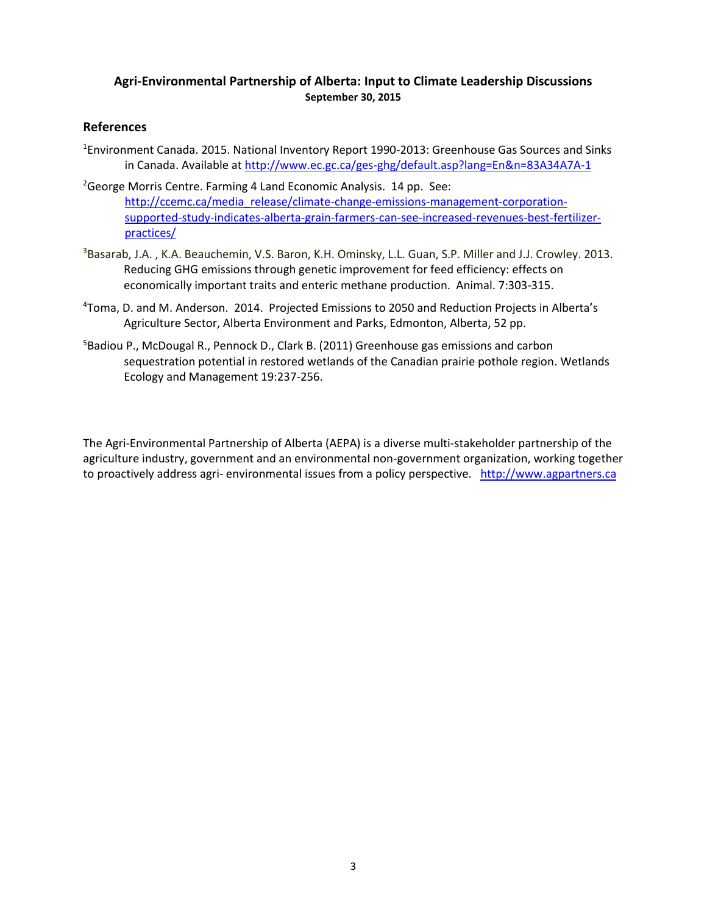**Agri-Environmental Partnership of Alberta: Input to Climate Leadership Discussions**
**September 30, 2015**

## References

[1]Environment Canada. 2015. National Inventory Report 1990-2013: Greenhouse Gas Sources and Sinks in Canada. Available at http://www.ec.gc.ca/ges-ghg/default.asp?lang=En&n=83A34A7A-1

[2]George Morris Centre. Farming 4 Land Economic Analysis. 14 pp. See: http://ccemc.ca/media_release/climate-change-emissions-management-corporation-supported-study-indicates-alberta-grain-farmers-can-see-increased-revenues-best-fertilizer-practices/

[3]Basarab, J.A. , K.A. Beauchemin, V.S. Baron, K.H. Ominsky, L.L. Guan, S.P. Miller and J.J. Crowley. 2013. Reducing GHG emissions through genetic improvement for feed efficiency: effects on economically important traits and enteric methane production. Animal. 7:303-315.

[4]Toma, D. and M. Anderson. 2014. Projected Emissions to 2050 and Reduction Projects in Alberta's Agriculture Sector, Alberta Environment and Parks, Edmonton, Alberta, 52 pp.

[5]Badiou P., McDougal R., Pennock D., Clark B. (2011) Greenhouse gas emissions and carbon sequestration potential in restored wetlands of the Canadian prairie pothole region. Wetlands Ecology and Management 19:237-256.

The Agri-Environmental Partnership of Alberta (AEPA) is a diverse multi-stakeholder partnership of the agriculture industry, government and an environmental non-government organization, working together to proactively address agri- environmental issues from a policy perspective. http://www.agpartners.ca